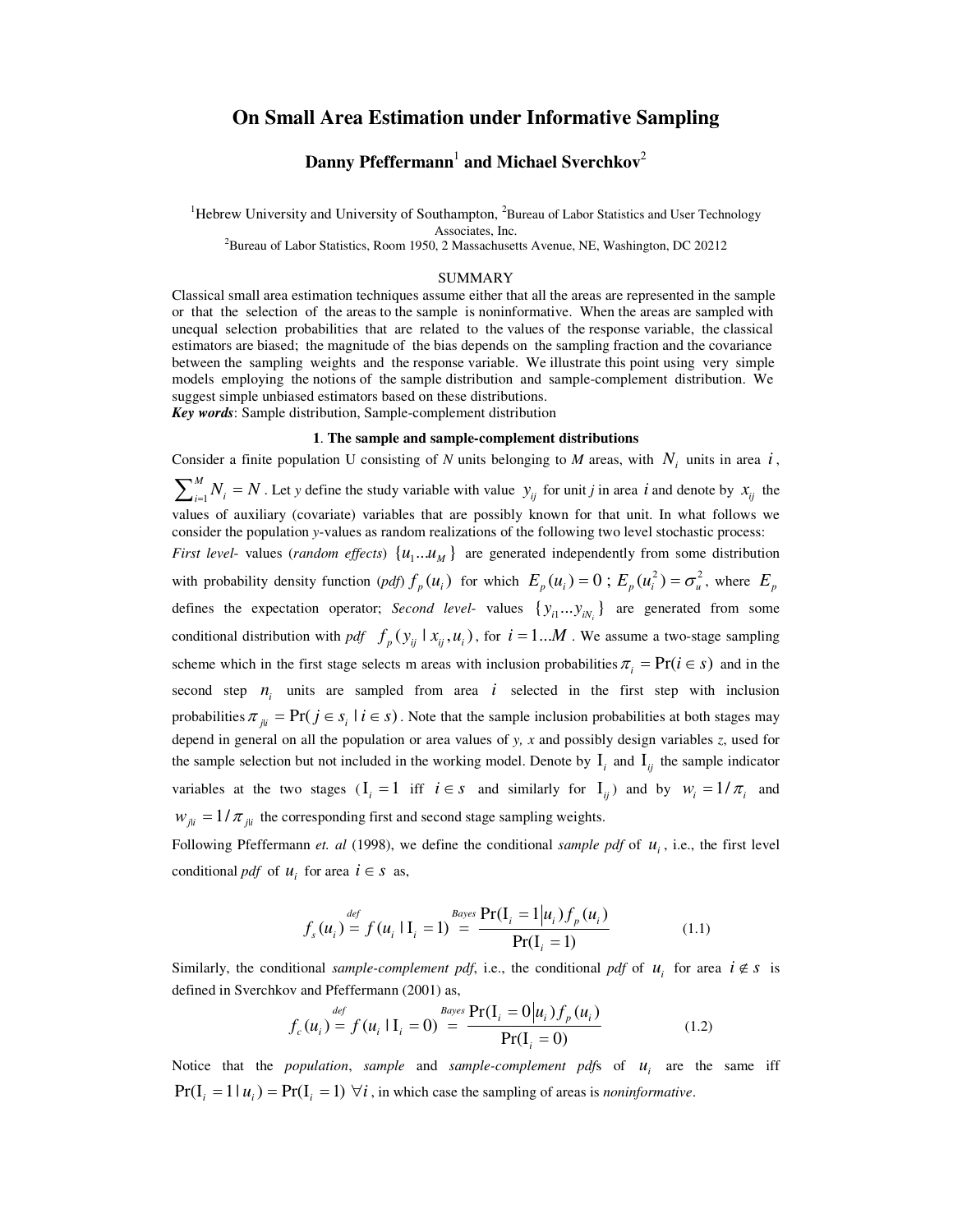# On Small Area Estimation under Informative Sampling

**Danny Pfeffermann[1] and Michael Sverchkov[2]**

[1]Hebrew University and University of Southampton, [2]Bureau of Labor Statistics and User Technology Associates, Inc.

[2]Bureau of Labor Statistics, Room 1950, 2 Massachusetts Avenue, NE, Washington, DC 20212

## SUMMARY

Classical small area estimation techniques assume either that all the areas are represented in the sample or that the selection of the areas to the sample is noninformative. When the areas are sampled with unequal selection probabilities that are related to the values of the response variable, the classical estimators are biased; the magnitude of the bias depends on the sampling fraction and the covariance between the sampling weights and the response variable. We illustrate this point using very simple models employing the notions of the sample distribution and sample-complement distribution. We suggest simple unbiased estimators based on these distributions.

***Key words***: Sample distribution, Sample-complement distribution

## 1. The sample and sample-complement distributions

Consider a finite population U consisting of *N* units belonging to *M* areas, with $N_i$ units in area $i$, $\sum_{i=1}^{M} N_i = N$. Let *y* define the study variable with value $y_{ij}$ for unit *j* in area $i$ and denote by $x_{ij}$ the values of auxiliary (covariate) variables that are possibly known for that unit. In what follows we consider the population *y*-values as random realizations of the following two level stochastic process:

*First level*- values (*random effects*) $\{u_1 ... u_M\}$ are generated independently from some distribution with probability density function (*pdf*) $f_p(u_i)$ for which $E_p(u_i) = 0$ ; $E_p(u_i^2) = \sigma_u^2$, where $E_p$ defines the expectation operator; *Second level*- values $\{y_{i1} ... y_{iN_i}\}$ are generated from some conditional distribution with *pdf* $f_p(y_{ij} \mid x_{ij}, u_i)$, for $i = 1...M$. We assume a two-stage sampling scheme which in the first stage selects m areas with inclusion probabilities $\pi_i = \Pr(i \in s)$ and in the second step $n_i$ units are sampled from area $i$ selected in the first step with inclusion probabilities $\pi_{j|i} = \Pr(j \in s_i \mid i \in s)$. Note that the sample inclusion probabilities at both stages may depend in general on all the population or area values of *y, x* and possibly design variables *z*, used for the sample selection but not included in the working model. Denote by $\mathrm{I}_i$ and $\mathrm{I}_{ij}$ the sample indicator variables at the two stages ($\mathrm{I}_i = 1$ iff $i \in s$ and similarly for $\mathrm{I}_{ij}$) and by $w_i = 1/\pi_i$ and $w_{j|i} = 1/\pi_{j|i}$ the corresponding first and second stage sampling weights.

Following Pfeffermann *et. al* (1998), we define the conditional *sample pdf* of $u_i$, i.e., the first level conditional *pdf* of $u_i$ for area $i \in s$ as,

$$f_s(u_i) \overset{def}{=} f(u_i \mid \mathrm{I}_i = 1) \overset{Bayes}{=} \frac{\Pr(\mathrm{I}_i = 1 \mid u_i) f_p(u_i)}{\Pr(\mathrm{I}_i = 1)} \tag{1.1}$$

Similarly, the conditional *sample-complement pdf*, i.e., the conditional *pdf* of $u_i$ for area $i \notin s$ is defined in Sverchkov and Pfeffermann (2001) as,

$$f_c(u_i) \overset{def}{=} f(u_i \mid \mathrm{I}_i = 0) \overset{Bayes}{=} \frac{\Pr(\mathrm{I}_i = 0 \mid u_i) f_p(u_i)}{\Pr(\mathrm{I}_i = 0)} \tag{1.2}$$

Notice that the *population*, *sample* and *sample-complement pdf*s of $u_i$ are the same iff $\Pr(\mathrm{I}_i = 1 \mid u_i) = \Pr(\mathrm{I}_i = 1)\ \forall i$, in which case the sampling of areas is *noninformative*.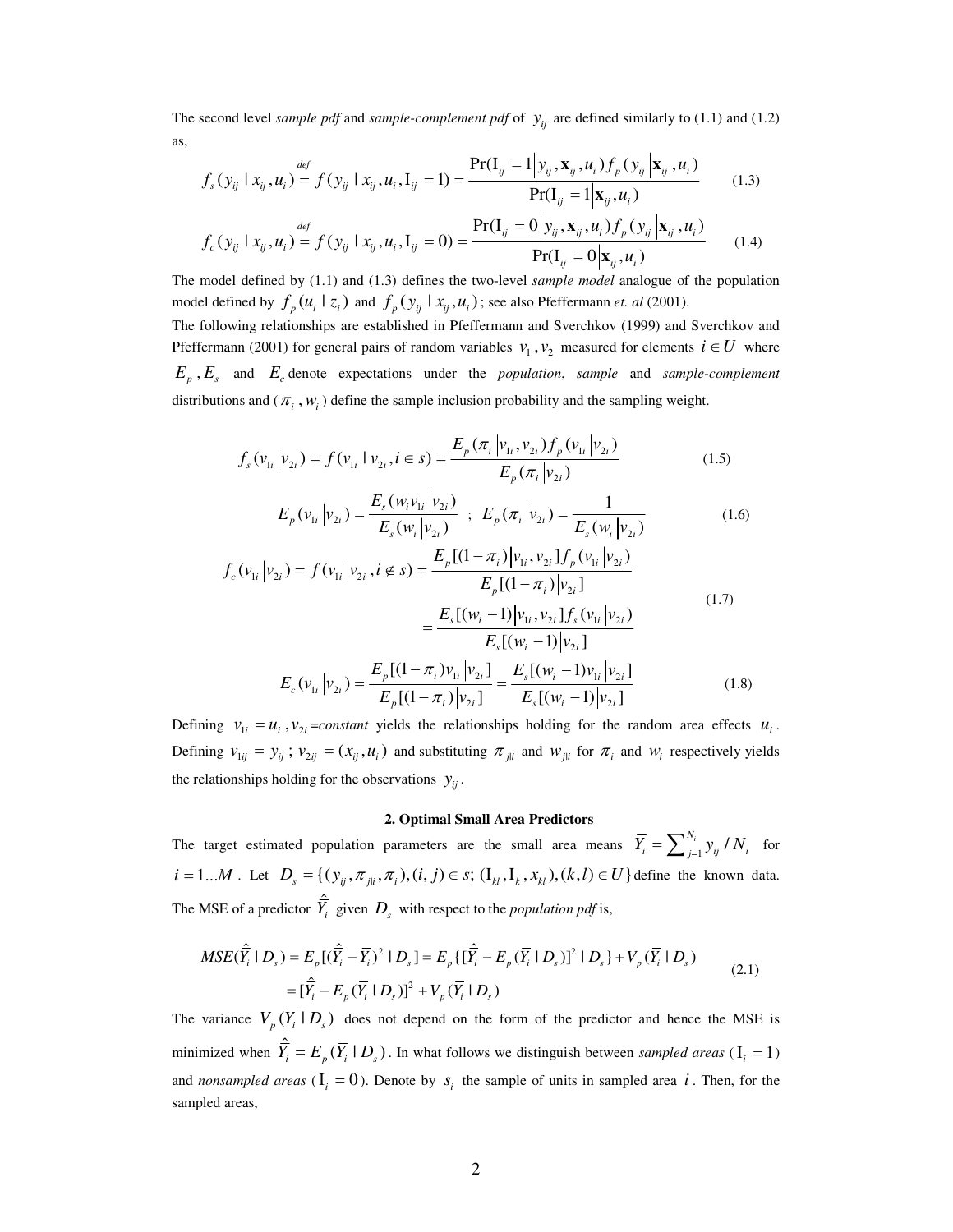The second level *sample pdf* and *sample-complement pdf* of $y_{ij}$ are defined similarly to (1.1) and (1.2) as,

$$f_s(y_{ij} \mid x_{ij}, u_i) \overset{def}{=} f(y_{ij} \mid x_{ij}, u_i, \mathrm{I}_{ij} = 1) = \frac{\Pr(\mathrm{I}_{ij} = 1 \mid y_{ij}, \mathbf{x}_{ij}, u_i) f_p(y_{ij} \mid \mathbf{x}_{ij}, u_i)}{\Pr(\mathrm{I}_{ij} = 1 \mid \mathbf{x}_{ij}, u_i)} \tag{1.3}$$

$$f_c(y_{ij} \mid x_{ij}, u_i) \overset{def}{=} f(y_{ij} \mid x_{ij}, u_i, \mathrm{I}_{ij} = 0) = \frac{\Pr(\mathrm{I}_{ij} = 0 \mid y_{ij}, \mathbf{x}_{ij}, u_i) f_p(y_{ij} \mid \mathbf{x}_{ij}, u_i)}{\Pr(\mathrm{I}_{ij} = 0 \mid \mathbf{x}_{ij}, u_i)} \tag{1.4}$$

The model defined by (1.1) and (1.3) defines the two-level *sample model* analogue of the population model defined by $f_p(u_i \mid z_i)$ and $f_p(y_{ij} \mid x_{ij}, u_i)$; see also Pfeffermann *et. al* (2001).

The following relationships are established in Pfeffermann and Sverchkov (1999) and Sverchkov and Pfeffermann (2001) for general pairs of random variables $v_1, v_2$ measured for elements $i \in U$ where $E_p, E_s$ and $E_c$ denote expectations under the *population*, *sample* and *sample-complement* distributions and ($\pi_i$, $w_i$) define the sample inclusion probability and the sampling weight.

$$f_s(v_{1i} \mid v_{2i}) = f(v_{1i} \mid v_{2i}, i \in s) = \frac{E_p(\pi_i \mid v_{1i}, v_{2i}) f_p(v_{1i} \mid v_{2i})}{E_p(\pi_i \mid v_{2i})} \tag{1.5}$$

$$E_p(v_{1i} \mid v_{2i}) = \frac{E_s(w_i v_{1i} \mid v_{2i})}{E_s(w_i \mid v_{2i})} \;\; ; \;\; E_p(\pi_i \mid v_{2i}) = \frac{1}{E_s(w_i \mid v_{2i})} \tag{1.6}$$

$$\begin{aligned} f_c(v_{1i} \mid v_{2i}) = f(v_{1i} \mid v_{2i}, i \notin s) &= \frac{E_p[(1-\pi_i) \mid v_{1i}, v_{2i}] f_p(v_{1i} \mid v_{2i})}{E_p[(1-\pi_i) \mid v_{2i}]} \\ &= \frac{E_s[(w_i - 1) \mid v_{1i}, v_{2i}] f_s(v_{1i} \mid v_{2i})}{E_s[(w_i - 1) \mid v_{2i}]} \end{aligned} \tag{1.7}$$

$$E_c(v_{1i} \mid v_{2i}) = \frac{E_p[(1-\pi_i) v_{1i} \mid v_{2i}]}{E_p[(1-\pi_i) \mid v_{2i}]} = \frac{E_s[(w_i - 1) v_{1i} \mid v_{2i}]}{E_s[(w_i - 1) \mid v_{2i}]} \tag{1.8}$$

Defining $v_{1i} = u_i, v_{2i} = constant$ yields the relationships holding for the random area effects $u_i$. Defining $v_{1ij} = y_{ij}$; $v_{2ij} = (x_{ij}, u_i)$ and substituting $\pi_{j|i}$ and $w_{j|i}$ for $\pi_i$ and $w_i$ respectively yields the relationships holding for the observations $y_{ij}$.

## 2. Optimal Small Area Predictors

The target estimated population parameters are the small area means $\bar{Y}_i = \sum_{j=1}^{N_i} y_{ij} / N_i$ for $i = 1...M$. Let $D_s = \{(y_{ij}, \pi_{j|i}, \pi_i), (i,j) \in s; (\mathrm{I}_{kl}, \mathrm{I}_k, x_{kl}), (k,l) \in U\}$ define the known data. The MSE of a predictor $\hat{\bar{Y}}_i$ given $D_s$ with respect to the *population pdf* is,

$$\begin{aligned} MSE(\hat{\bar{Y}}_i \mid D_s) &= E_p[(\hat{\bar{Y}}_i - \bar{Y}_i)^2 \mid D_s] = E_p\{[\hat{\bar{Y}}_i - E_p(\bar{Y}_i \mid D_s)]^2 \mid D_s\} + V_p(\bar{Y}_i \mid D_s) \\ &= [\hat{\bar{Y}}_i - E_p(\bar{Y}_i \mid D_s)]^2 + V_p(\bar{Y}_i \mid D_s) \end{aligned} \tag{2.1}$$

The variance $V_p(\bar{Y}_i \mid D_s)$ does not depend on the form of the predictor and hence the MSE is minimized when $\hat{\bar{Y}}_i = E_p(\bar{Y}_i \mid D_s)$. In what follows we distinguish between *sampled areas* ($\mathrm{I}_i = 1$) and *nonsampled areas* ($\mathrm{I}_i = 0$). Denote by $s_i$ the sample of units in sampled area $i$. Then, for the sampled areas,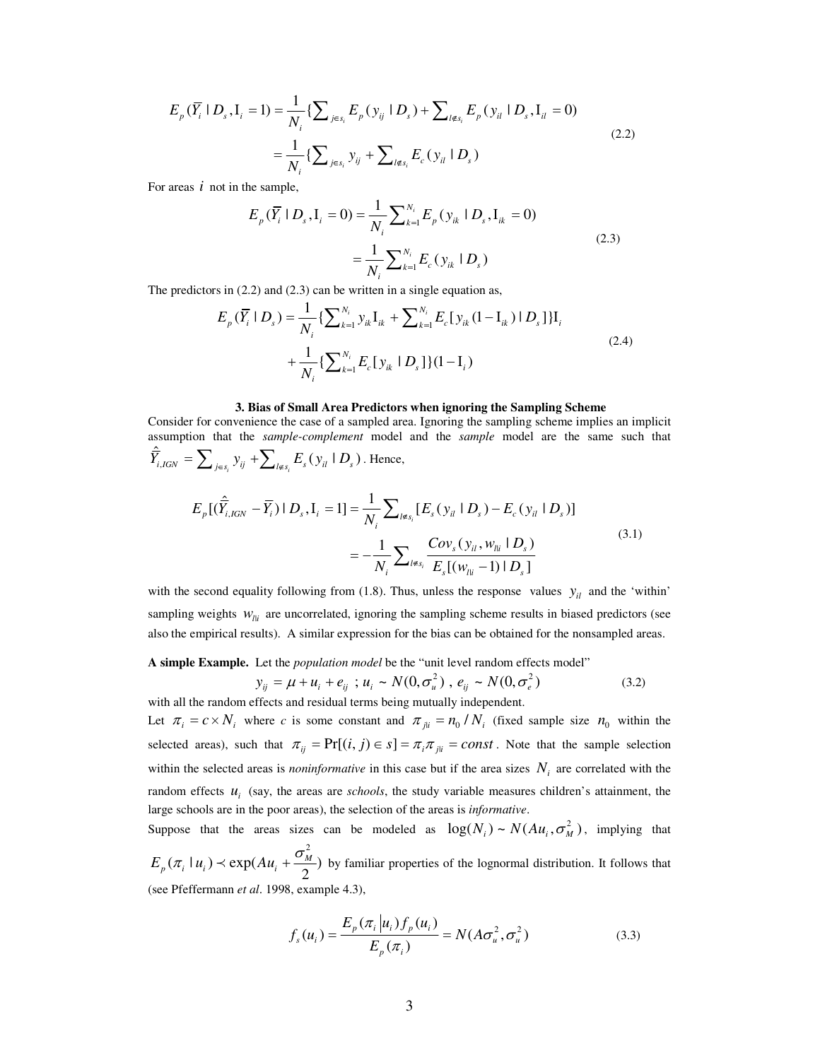$$E_p(\bar{Y}_i \mid D_s, \mathrm{I}_i = 1) = \frac{1}{N_i}\{\sum\nolimits_{j \in s_i} E_p(y_{ij} \mid D_s) + \sum\nolimits_{l \notin s_i} E_p(y_{il} \mid D_s, \mathrm{I}_{il} = 0)$$
$$= \frac{1}{N_i}\{\sum\nolimits_{j \in s_i} y_{ij} + \sum\nolimits_{l \notin s_i} E_c(y_{il} \mid D_s) \tag{2.2}$$

For areas $i$ not in the sample,

$$E_p(\bar{Y}_i \mid D_s, \mathrm{I}_i = 0) = \frac{1}{N_i}\sum\nolimits_{k=1}^{N_i} E_p(y_{ik} \mid D_s, \mathrm{I}_{ik} = 0)$$
$$= \frac{1}{N_i}\sum\nolimits_{k=1}^{N_i} E_c(y_{ik} \mid D_s) \tag{2.3}$$

The predictors in (2.2) and (2.3) can be written in a single equation as,

$$E_p(\bar{Y}_i \mid D_s) = \frac{1}{N_i}\{\sum\nolimits_{k=1}^{N_i} y_{ik}\mathrm{I}_{ik} + \sum\nolimits_{k=1}^{N_i} E_c[y_{ik}(1-\mathrm{I}_{ik}) \mid D_s]\}\mathrm{I}_i$$
$$+ \frac{1}{N_i}\{\sum\nolimits_{k=1}^{N_i} E_c[y_{ik} \mid D_s]\}(1-\mathrm{I}_i) \tag{2.4}$$

## 3. Bias of Small Area Predictors when ignoring the Sampling Scheme

Consider for convenience the case of a sampled area. Ignoring the sampling scheme implies an implicit assumption that the *sample-complement* model and the *sample* model are the same such that $\hat{\bar{Y}}_{i,IGN} = \sum_{j \in s_i} y_{ij} + \sum_{l \notin s_i} E_s(y_{il} \mid D_s)$. Hence,

$$E_p[(\hat{\bar{Y}}_{i,IGN} - \bar{Y}_i) \mid D_s, \mathrm{I}_i = 1] = \frac{1}{N_i}\sum\nolimits_{l \notin s_i}[E_s(y_{il} \mid D_s) - E_c(y_{il} \mid D_s)]$$
$$= -\frac{1}{N_i}\sum\nolimits_{l \notin s_i} \frac{Cov_s(y_{il}, w_{l|i} \mid D_s)}{E_s[(w_{l|i} - 1) \mid D_s]} \tag{3.1}$$

with the second equality following from (1.8). Thus, unless the response values $y_{il}$ and the 'within' sampling weights $w_{l|i}$ are uncorrelated, ignoring the sampling scheme results in biased predictors (see also the empirical results). A similar expression for the bias can be obtained for the nonsampled areas.

**A simple Example.** Let the *population model* be the "unit level random effects model"

$$y_{ij} = \mu + u_i + e_{ij} \;;\; u_i \sim N(0, \sigma_u^2) \;,\; e_{ij} \sim N(0, \sigma_e^2) \tag{3.2}$$

with all the random effects and residual terms being mutually independent.

Let $\pi_i = c \times N_i$ where *c* is some constant and $\pi_{j|i} = n_0 / N_i$ (fixed sample size $n_0$ within the selected areas), such that $\pi_{ij} = \Pr[(i,j) \in s] = \pi_i \pi_{j|i} = const$. Note that the sample selection within the selected areas is *noninformative* in this case but if the area sizes $N_i$ are correlated with the random effects $u_i$ (say, the areas are *schools*, the study variable measures children's attainment, the large schools are in the poor areas), the selection of the areas is *informative*.

Suppose that the areas sizes can be modeled as $\log(N_i) \sim N(Au_i, \sigma_M^2)$, implying that $E_p(\pi_i \mid u_i) \prec \exp(Au_i + \frac{\sigma_M^2}{2})$ by familiar properties of the lognormal distribution. It follows that (see Pfeffermann *et al*. 1998, example 4.3),

$$f_s(u_i) = \frac{E_p(\pi_i | u_i) f_p(u_i)}{E_p(\pi_i)} = N(A\sigma_u^2, \sigma_u^2) \tag{3.3}$$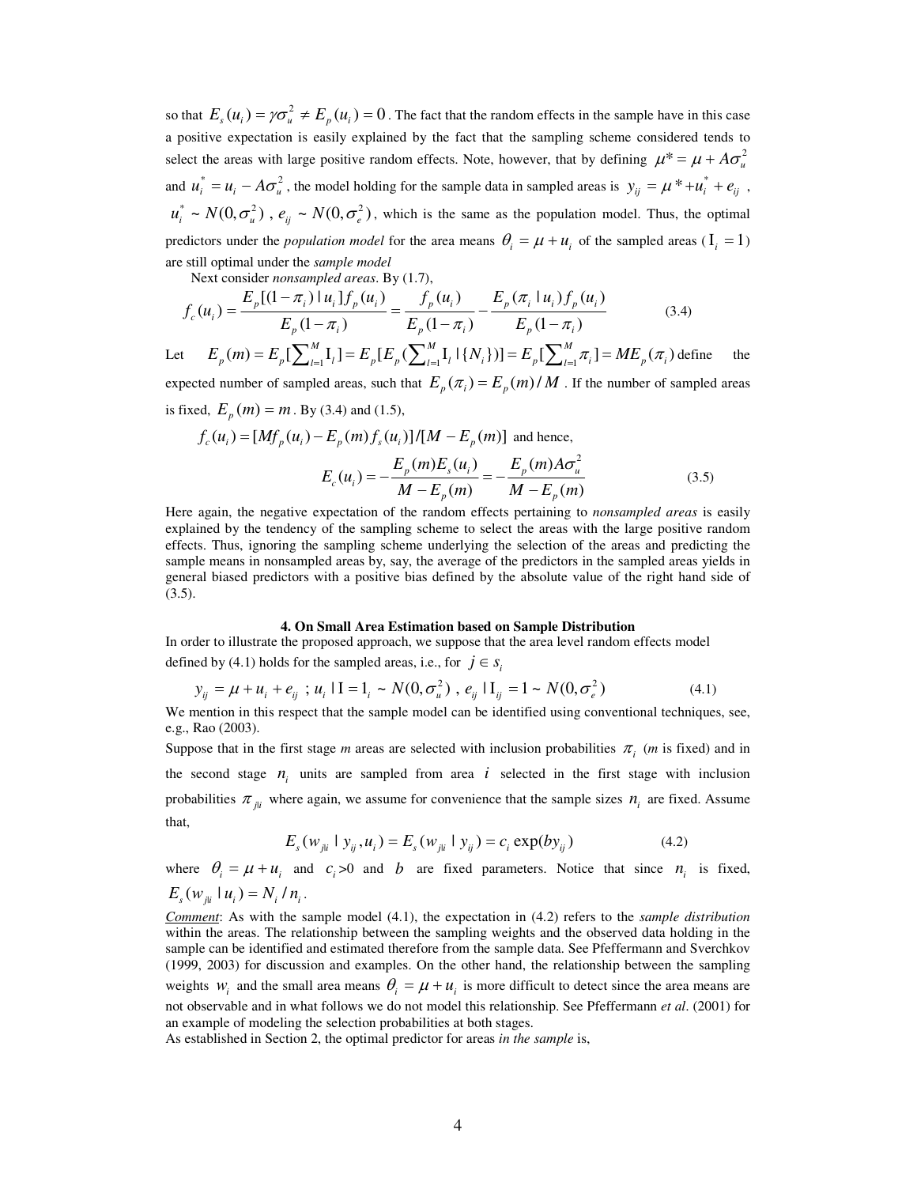so that $E_s(u_i) = \gamma\sigma_u^2 \neq E_p(u_i) = 0$. The fact that the random effects in the sample have in this case a positive expectation is easily explained by the fact that the sampling scheme considered tends to select the areas with large positive random effects. Note, however, that by defining $\mu^* = \mu + A\sigma_u^2$ and $u_i^* = u_i - A\sigma_u^2$, the model holding for the sample data in sampled areas is $y_{ij} = \mu^* + u_i^* + e_{ij}$, $u_i^* \sim N(0,\sigma_u^2)$, $e_{ij} \sim N(0,\sigma_e^2)$, which is the same as the population model. Thus, the optimal predictors under the *population model* for the area means $\theta_i = \mu + u_i$ of the sampled areas ($\mathrm{I}_i = 1$) are still optimal under the *sample model*

Next consider *nonsampled areas*. By (1.7),

$$f_c(u_i) = \frac{E_p[(1-\pi_i) \mid u_i] f_p(u_i)}{E_p(1-\pi_i)} = \frac{f_p(u_i)}{E_p(1-\pi_i)} - \frac{E_p(\pi_i \mid u_i) f_p(u_i)}{E_p(1-\pi_i)} \tag{3.4}$$

Let $E_p(m) = E_p[\sum_{l=1}^{M} \mathrm{I}_l] = E_p[E_p(\sum_{l=1}^{M} \mathrm{I}_l \mid \{N_i\})] = E_p[\sum_{l=1}^{M} \pi_i] = ME_p(\pi_i)$ define the expected number of sampled areas, such that $E_p(\pi_i) = E_p(m)/M$. If the number of sampled areas is fixed, $E_p(m) = m$. By (3.4) and (1.5),

$f_c(u_i) = [Mf_p(u_i) - E_p(m) f_s(u_i)]/[M - E_p(m)]$ and hence,

$$E_c(u_i) = -\frac{E_p(m) E_s(u_i)}{M - E_p(m)} = -\frac{E_p(m) A\sigma_u^2}{M - E_p(m)} \tag{3.5}$$

Here again, the negative expectation of the random effects pertaining to *nonsampled areas* is easily explained by the tendency of the sampling scheme to select the areas with the large positive random effects. Thus, ignoring the sampling scheme underlying the selection of the areas and predicting the sample means in nonsampled areas by, say, the average of the predictors in the sampled areas yields in general biased predictors with a positive bias defined by the absolute value of the right hand side of (3.5).

## 4. On Small Area Estimation based on Sample Distribution

In order to illustrate the proposed approach, we suppose that the area level random effects model defined by (4.1) holds for the sampled areas, i.e., for $j \in s_i$

$$y_{ij} = \mu + u_i + e_{ij} \;;\; u_i \mid \mathrm{I} = 1_i \sim N(0,\sigma_u^2),\; e_{ij} \mid \mathrm{I}_{ij} = 1 \sim N(0,\sigma_e^2) \tag{4.1}$$

We mention in this respect that the sample model can be identified using conventional techniques, see, e.g., Rao (2003).

Suppose that in the first stage *m* areas are selected with inclusion probabilities $\pi_i$ (*m* is fixed) and in the second stage $n_i$ units are sampled from area $i$ selected in the first stage with inclusion probabilities $\pi_{j|i}$ where again, we assume for convenience that the sample sizes $n_i$ are fixed. Assume that,

$$E_s(w_{j|i} \mid y_{ij}, u_i) = E_s(w_{j|i} \mid y_{ij}) = c_i \exp(by_{ij}) \tag{4.2}$$

where $\theta_i = \mu + u_i$ and $c_i > 0$ and $b$ are fixed parameters. Notice that since $n_i$ is fixed, $E_s(w_{j|i} \mid u_i) = N_i / n_i$.

<u>*Comment*</u>: As with the sample model (4.1), the expectation in (4.2) refers to the *sample distribution* within the areas. The relationship between the sampling weights and the observed data holding in the sample can be identified and estimated therefore from the sample data. See Pfeffermann and Sverchkov (1999, 2003) for discussion and examples. On the other hand, the relationship between the sampling weights $w_i$ and the small area means $\theta_i = \mu + u_i$ is more difficult to detect since the area means are not observable and in what follows we do not model this relationship. See Pfeffermann *et al*. (2001) for an example of modeling the selection probabilities at both stages.

As established in Section 2, the optimal predictor for areas *in the sample* is,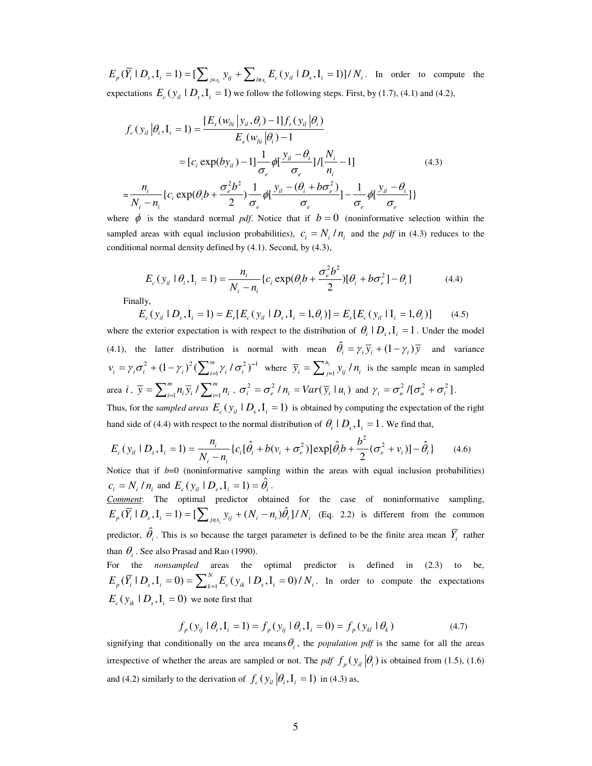$E_p(\bar{Y}_i \mid D_s, \mathrm{I}_i = 1) = [\sum_{j \in s_i} y_{ij} + \sum_{l \notin s_i} E_c(y_{il} \mid D_s, \mathrm{I}_i = 1)] / N_i$. In order to compute the expectations $E_c(y_{il} \mid D_s, \mathrm{I}_i = 1)$ we follow the following steps. First, by (1.7), (4.1) and (4.2),

$$
\begin{aligned}
f_c(y_{il} \left| \theta_i, \mathrm{I}_i = 1 \right.) &= \frac{[E_s(w_{lli} \left| y_{il}, \theta_i \right.) - 1] f_s(y_{il} \left| \theta_i \right.)}{E_s(w_{lli} \left| \theta_i \right.) - 1} \\
&= [c_i \exp(b y_{il}) - 1] \frac{1}{\sigma_e} \phi[\frac{y_{il} - \theta_i}{\sigma_e}] / [\frac{N_i}{n_i} - 1] \qquad (4.3) \\
&= \frac{n_i}{N_i - n_i} \{ c_i \exp(\theta_i b + \frac{\sigma_e^2 b^2}{2}) \frac{1}{\sigma_e} \phi[\frac{y_{il} - (\theta_i + b\sigma_e^2)}{\sigma_e}] - \frac{1}{\sigma_e} \phi[\frac{y_{il} - \theta_i}{\sigma_e}] \}
\end{aligned}
$$

where $\phi$ is the standard normal *pdf*. Notice that if $b = 0$ (noninformative selection within the sampled areas with equal inclusion probabilities), $c_i = N_i / n_i$ and the *pdf* in (4.3) reduces to the conditional normal density defined by (4.1). Second, by (4.3),

$$
E_c(y_{il} \mid \theta_i, \mathrm{I}_i = 1) = \frac{n_i}{N_i - n_i} \{ c_i \exp(\theta_i b + \frac{\sigma_e^2 b^2}{2}) [\theta_i + b\sigma_e^2] - \theta_i \} \qquad (4.4)
$$

Finally,

$$
E_c(y_{il} \mid D_s, \mathrm{I}_i = 1) = E_s[E_c(y_{il} \mid D_s, \mathrm{I}_i = 1, \theta_i)] = E_s[E_c(y_{il} \mid \mathrm{I}_i = 1, \theta_i)] \qquad (4.5)
$$

where the exterior expectation is with respect to the distribution of $\theta_i \mid D_s, \mathrm{I}_i = 1$. Under the model (4.1), the latter distribution is normal with mean $\hat{\theta}_i = \gamma_i \bar{y}_i + (1 - \gamma_i)\bar{y}$ and variance $v_i = \gamma_i \sigma_i^2 + (1 - \gamma_i)^2 (\sum_{i=1}^m \gamma_i / \sigma_i^2)^{-1}$ where $\bar{y}_i = \sum_{j=1}^{n_i} y_{ij} / n_i$ is the sample mean in sampled area $i$, $\bar{y} = \sum_{i=1}^m n_i \bar{y}_i / \sum_{i=1}^m n_i$, $\sigma_i^2 = \sigma_e^2 / n_i = Var(\bar{y}_i \mid u_i)$ and $\gamma_i = \sigma_u^2 / [\sigma_u^2 + \sigma_i^2]$.

Thus, for the *sampled areas* $E_c(y_{il} \mid D_s, \mathrm{I}_i = 1)$ is obtained by computing the expectation of the right hand side of (4.4) with respect to the normal distribution of $\theta_i \mid D_s, \mathrm{I}_i = 1$. We find that,

$$
E_c(y_{il} \mid D_s, \mathrm{I}_i = 1) = \frac{n_i}{N_i - n_i} \{ c_i [\hat{\theta}_i + b(v_i + \sigma_e^2)] \exp[\hat{\theta}_i b + \frac{b^2}{2}(\sigma_e^2 + v_i)] - \hat{\theta}_i \} \qquad (4.6)
$$

Notice that if $b$=0 (noninformative sampling within the areas with equal inclusion probabilities) $c_i = N_i / n_i$ and $E_c(y_{il} \mid D_s, \mathrm{I}_i = 1) = \hat{\theta}_i$.

<u>*Comment*</u>: The optimal predictor obtained for the case of noninformative sampling, $E_p(\bar{Y}_i \mid D_s, \mathrm{I}_i = 1) = [\sum_{j \in s_i} y_{ij} + (N_i - n_i)\hat{\theta}_i] / N_i$ (Eq. 2.2) is different from the common predictor, $\hat{\theta}_i$. This is so because the target parameter is defined to be the finite area mean $\bar{Y}_i$ rather than $\theta_i$. See also Prasad and Rao (1990).

For the *nonsampled* areas the optimal predictor is defined in (2.3) to be, $E_p(\bar{Y}_i \mid D_s, \mathrm{I}_i = 0) = \sum_{k=1}^N E_c(y_{ik} \mid D_s, \mathrm{I}_i = 0) / N_i$. In order to compute the expectations $E_c(y_{ik} \mid D_s, \mathrm{I}_i = 0)$ we note first that

$$
f_p(y_{ij} \mid \theta_i, \mathrm{I}_i = 1) = f_p(y_{ij} \mid \theta_i, \mathrm{I}_i = 0) = f_p(y_{kl} \mid \theta_k) \qquad (4.7)
$$

signifying that conditionally on the area means $\theta_i$, the *population pdf* is the same for all the areas irrespective of whether the areas are sampled or not. The *pdf* $f_p(y_{il} \left| \theta_i \right.)$ is obtained from (1.5), (1.6) and (4.2) similarly to the derivation of $f_c(y_{il} \left| \theta_i, \mathrm{I}_i = 1 \right.)$ in (4.3) as,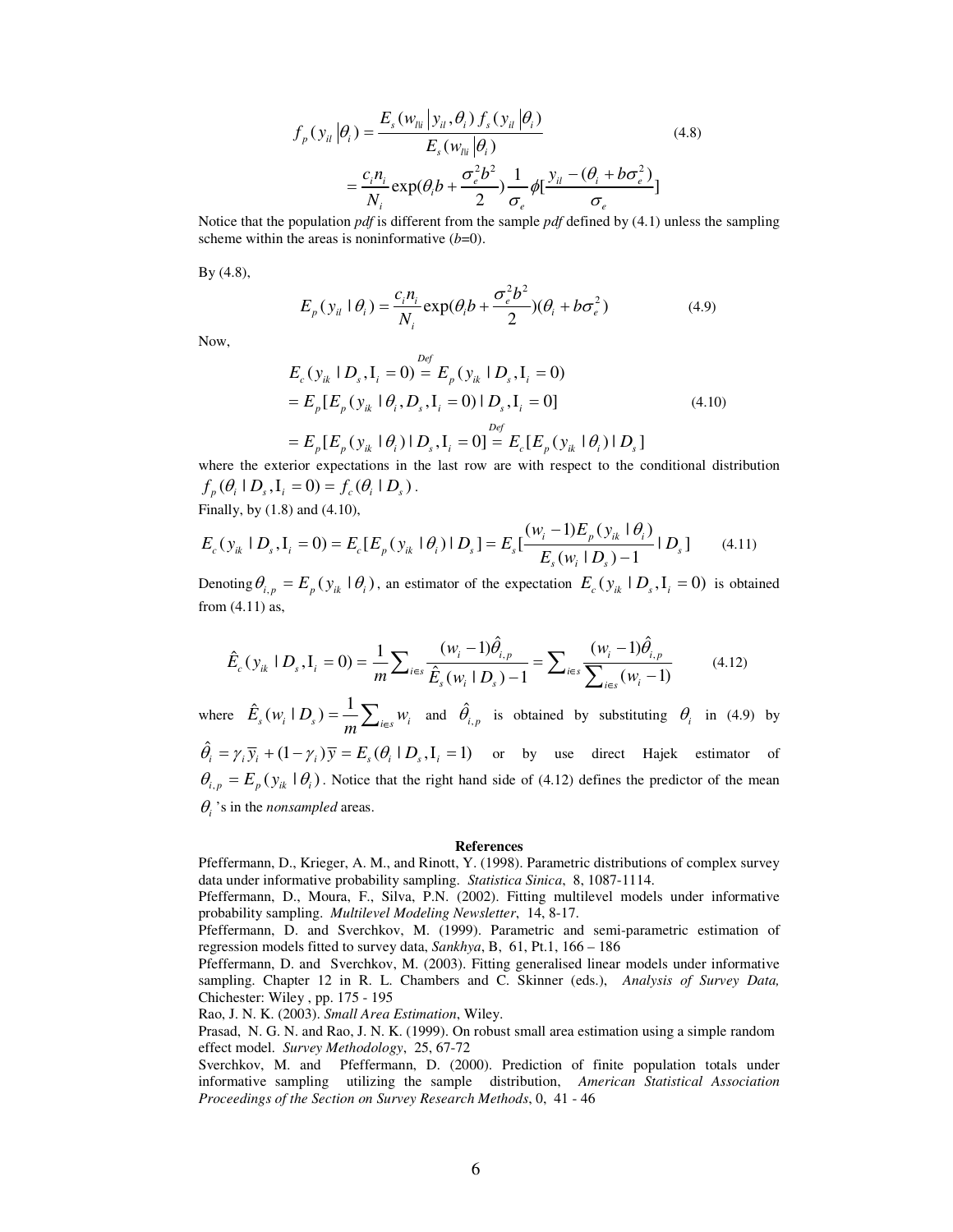$$
\begin{aligned}
f_p(y_{il}\,|\theta_i) &= \frac{E_s(w_{lli}\,|y_{il},\theta_i)\,f_s(y_{il}\,|\theta_i)}{E_s(w_{lli}\,|\theta_i)} \\
&= \frac{c_i n_i}{N_i}\exp(\theta_i b + \frac{\sigma_e^2 b^2}{2})\frac{1}{\sigma_e}\phi[\frac{y_{il}-(\theta_i + b\sigma_e^2)}{\sigma_e}]
\end{aligned} \tag{4.8}
$$

Notice that the population *pdf* is different from the sample *pdf* defined by (4.1) unless the sampling scheme within the areas is noninformative ($b$=0).

By (4.8),

$$
E_p(y_{il}\,|\,\theta_i) = \frac{c_i n_i}{N_i}\exp(\theta_i b + \frac{\sigma_e^2 b^2}{2})(\theta_i + b\sigma_e^2) \tag{4.9}
$$

Now,

$$
\begin{aligned}
E_c(y_{ik}\,|\,D_s, \mathrm{I}_i = 0) &\overset{Def}{=} E_p(y_{ik}\,|\,D_s, \mathrm{I}_i = 0) \\
&= E_p[E_p(y_{ik}\,|\,\theta_i, D_s, \mathrm{I}_i = 0)\,|\,D_s, \mathrm{I}_i = 0] \\
&= E_p[E_p(y_{ik}\,|\,\theta_i)\,|\,D_s, \mathrm{I}_i = 0] \overset{Def}{=} E_c[E_p(y_{ik}\,|\,\theta_i)\,|\,D_s]
\end{aligned} \tag{4.10}
$$

where the exterior expectations in the last row are with respect to the conditional distribution $f_p(\theta_i\,|\,D_s, \mathrm{I}_i = 0) = f_c(\theta_i\,|\,D_s)$.

Finally, by (1.8) and (4.10),

$$
E_c(y_{ik}\,|\,D_s, \mathrm{I}_i = 0) = E_c[E_p(y_{ik}\,|\,\theta_i)\,|\,D_s] = E_s[\frac{(w_i - 1)E_p(y_{ik}\,|\,\theta_i)}{E_s(w_i\,|\,D_s) - 1}\,|\,D_s] \tag{4.11}
$$

Denoting $\theta_{i,p} = E_p(y_{ik}\,|\,\theta_i)$, an estimator of the expectation $E_c(y_{ik}\,|\,D_s, \mathrm{I}_i = 0)$ is obtained from (4.11) as,

$$
\hat{E}_c(y_{ik}\,|\,D_s, \mathrm{I}_i = 0) = \frac{1}{m}\sum_{i\in s}\frac{(w_i - 1)\hat{\theta}_{i,p}}{\hat{E}_s(w_i\,|\,D_s) - 1} = \sum_{i\in s}\frac{(w_i - 1)\hat{\theta}_{i,p}}{\sum_{i\in s}(w_i - 1)} \tag{4.12}
$$

where $\hat{E}_s(w_i\,|\,D_s) = \frac{1}{m}\sum_{i\in s} w_i$ and $\hat{\theta}_{i,p}$ is obtained by substituting $\theta_i$ in (4.9) by $\hat{\theta}_i = \gamma_i \overline{y}_i + (1-\gamma_i)\overline{y} = E_s(\theta_i\,|\,D_s, \mathrm{I}_i = 1)$ or by use direct Hajek estimator of $\theta_{i,p} = E_p(y_{ik}\,|\,\theta_i)$. Notice that the right hand side of (4.12) defines the predictor of the mean $\theta_i$'s in the *nonsampled* areas.

## References

Pfeffermann, D., Krieger, A. M., and Rinott, Y. (1998). Parametric distributions of complex survey data under informative probability sampling. *Statistica Sinica*, 8, 1087-1114.

Pfeffermann, D., Moura, F., Silva, P.N. (2002). Fitting multilevel models under informative probability sampling. *Multilevel Modeling Newsletter*, 14, 8-17.

Pfeffermann, D. and Sverchkov, M. (1999). Parametric and semi-parametric estimation of regression models fitted to survey data, *Sankhya*, B, 61, Pt.1, 166 – 186

Pfeffermann, D. and Sverchkov, M. (2003). Fitting generalised linear models under informative sampling. Chapter 12 in R. L. Chambers and C. Skinner (eds.), *Analysis of Survey Data,* Chichester: Wiley , pp. 175 - 195

Rao, J. N. K. (2003). *Small Area Estimation*, Wiley.

Prasad, N. G. N. and Rao, J. N. K. (1999). On robust small area estimation using a simple random effect model. *Survey Methodology*, 25, 67-72

Sverchkov, M. and Pfeffermann, D. (2000). Prediction of finite population totals under informative sampling utilizing the sample distribution, *American Statistical Association Proceedings of the Section on Survey Research Methods*, 0, 41 - 46